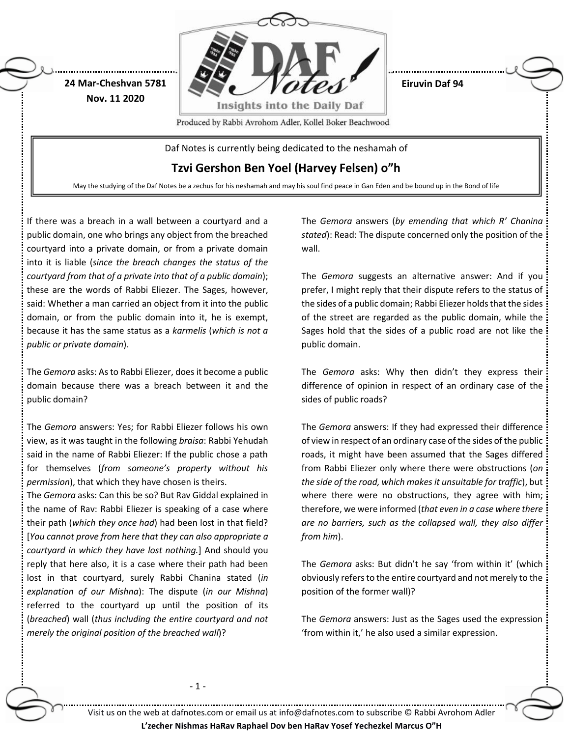24 Mar-Cheshvan 5781
Nov. 11 2020

Eiruvin Daf 94

Daf Notes is currently being dedicated to the neshamah of

## Tzvi Gershon Ben Yoel (Harvey Felsen) o"h

May the studying of the Daf Notes be a zechus for his neshamah and may his soul find peace in Gan Eden and be bound up in the Bond of life

If there was a breach in a wall between a courtyard and a public domain, one who brings any object from the breached courtyard into a private domain, or from a private domain into it is liable (*since the breach changes the status of the courtyard from that of a private into that of a public domain*); these are the words of Rabbi Eliezer. The Sages, however, said: Whether a man carried an object from it into the public domain, or from the public domain into it, he is exempt, because it has the same status as a *karmelis* (*which is not a public or private domain*).

The *Gemora* asks: As to Rabbi Eliezer, does it become a public domain because there was a breach between it and the public domain?

The *Gemora* answers: Yes; for Rabbi Eliezer follows his own view, as it was taught in the following *braisa*: Rabbi Yehudah said in the name of Rabbi Eliezer: If the public chose a path for themselves (*from someone's property without his permission*), that which they have chosen is theirs.

The *Gemora* asks: Can this be so? But Rav Giddal explained in the name of Rav: Rabbi Eliezer is speaking of a case where their path (*which they once had*) had been lost in that field? [*You cannot prove from here that they can also appropriate a courtyard in which they have lost nothing.*] And should you reply that here also, it is a case where their path had been lost in that courtyard, surely Rabbi Chanina stated (*in explanation of our Mishna*): The dispute (*in our Mishna*) referred to the courtyard up until the position of its (*breached*) wall (*thus including the entire courtyard and not merely the original position of the breached wall*)?

The *Gemora* answers (*by emending that which R' Chanina stated*): Read: The dispute concerned only the position of the wall.

The *Gemora* suggests an alternative answer: And if you prefer, I might reply that their dispute refers to the status of the sides of a public domain; Rabbi Eliezer holds that the sides of the street are regarded as the public domain, while the Sages hold that the sides of a public road are not like the public domain.

The *Gemora* asks: Why then didn't they express their difference of opinion in respect of an ordinary case of the sides of public roads?

The *Gemora* answers: If they had expressed their difference of view in respect of an ordinary case of the sides of the public roads, it might have been assumed that the Sages differed from Rabbi Eliezer only where there were obstructions (*on the side of the road, which makes it unsuitable for traffic*), but where there were no obstructions, they agree with him; therefore, we were informed (*that even in a case where there are no barriers, such as the collapsed wall, they also differ from him*).

The *Gemora* asks: But didn't he say 'from within it' (which obviously refers to the entire courtyard and not merely to the position of the former wall)?

The *Gemora* answers: Just as the Sages used the expression 'from within it,' he also used a similar expression.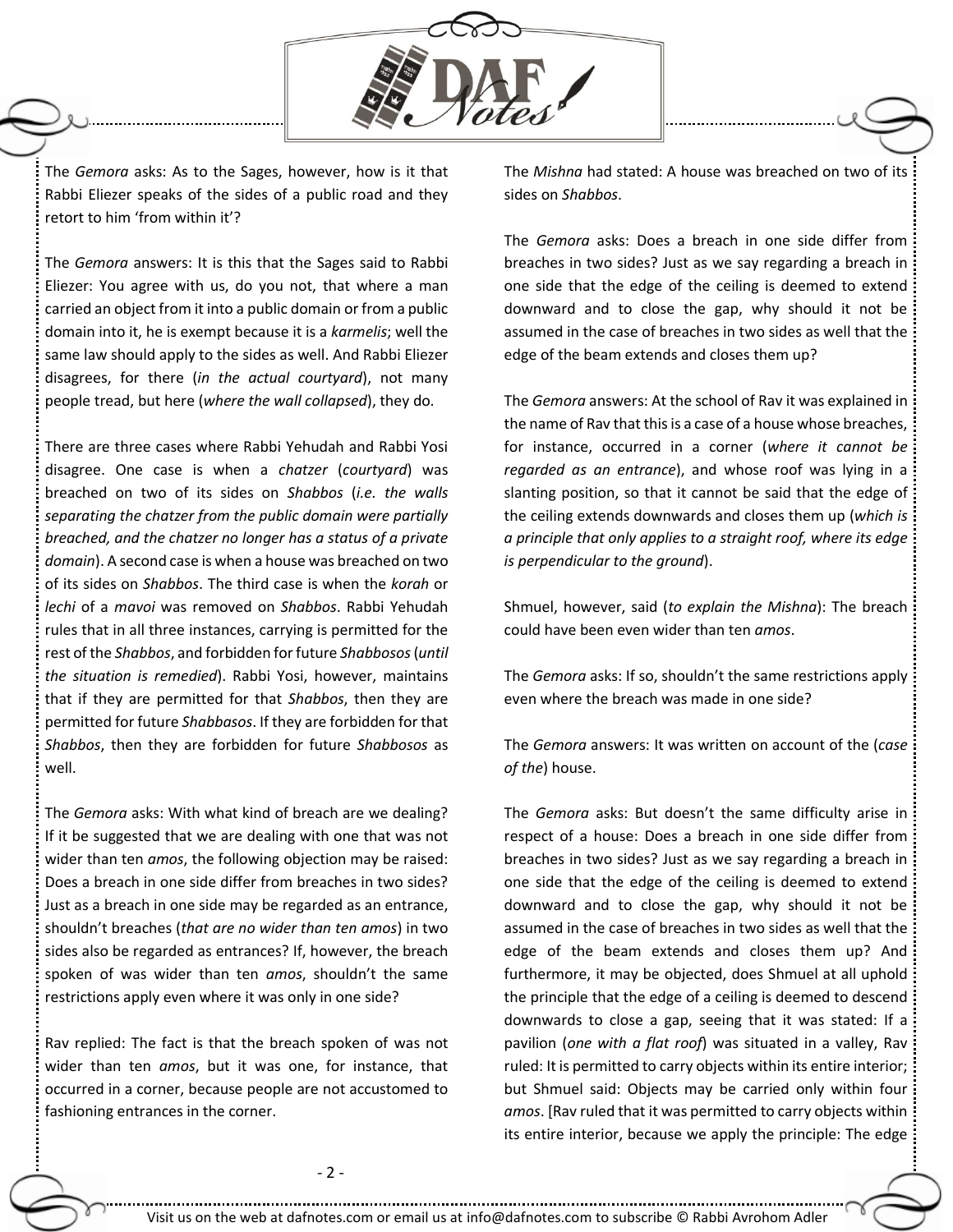The *Gemora* asks: As to the Sages, however, how is it that Rabbi Eliezer speaks of the sides of a public road and they retort to him 'from within it'?

The *Gemora* answers: It is this that the Sages said to Rabbi Eliezer: You agree with us, do you not, that where a man carried an object from it into a public domain or from a public domain into it, he is exempt because it is a *karmelis*; well the same law should apply to the sides as well. And Rabbi Eliezer disagrees, for there (*in the actual courtyard*), not many people tread, but here (*where the wall collapsed*), they do.

There are three cases where Rabbi Yehudah and Rabbi Yosi disagree. One case is when a *chatzer* (*courtyard*) was breached on two of its sides on *Shabbos* (*i.e. the walls separating the chatzer from the public domain were partially breached, and the chatzer no longer has a status of a private domain*). A second case is when a house was breached on two of its sides on *Shabbos*. The third case is when the *korah* or *lechi* of a *mavoi* was removed on *Shabbos*. Rabbi Yehudah rules that in all three instances, carrying is permitted for the rest of the *Shabbos*, and forbidden for future *Shabbosos* (*until the situation is remedied*). Rabbi Yosi, however, maintains that if they are permitted for that *Shabbos*, then they are permitted for future *Shabbasos*. If they are forbidden for that *Shabbos*, then they are forbidden for future *Shabbosos* as well.

The *Gemora* asks: With what kind of breach are we dealing? If it be suggested that we are dealing with one that was not wider than ten *amos*, the following objection may be raised: Does a breach in one side differ from breaches in two sides? Just as a breach in one side may be regarded as an entrance, shouldn't breaches (*that are no wider than ten amos*) in two sides also be regarded as entrances? If, however, the breach spoken of was wider than ten *amos*, shouldn't the same restrictions apply even where it was only in one side?

Rav replied: The fact is that the breach spoken of was not wider than ten *amos*, but it was one, for instance, that occurred in a corner, because people are not accustomed to fashioning entrances in the corner.

The *Mishna* had stated: A house was breached on two of its sides on *Shabbos*.

The *Gemora* asks: Does a breach in one side differ from breaches in two sides? Just as we say regarding a breach in one side that the edge of the ceiling is deemed to extend downward and to close the gap, why should it not be assumed in the case of breaches in two sides as well that the edge of the beam extends and closes them up?

The *Gemora* answers: At the school of Rav it was explained in the name of Rav that this is a case of a house whose breaches, for instance, occurred in a corner (*where it cannot be regarded as an entrance*), and whose roof was lying in a slanting position, so that it cannot be said that the edge of the ceiling extends downwards and closes them up (*which is a principle that only applies to a straight roof, where its edge is perpendicular to the ground*).

Shmuel, however, said (*to explain the Mishna*): The breach could have been even wider than ten *amos*.

The *Gemora* asks: If so, shouldn't the same restrictions apply even where the breach was made in one side?

The *Gemora* answers: It was written on account of the (*case of the*) house.

The *Gemora* asks: But doesn't the same difficulty arise in respect of a house: Does a breach in one side differ from breaches in two sides? Just as we say regarding a breach in one side that the edge of the ceiling is deemed to extend downward and to close the gap, why should it not be assumed in the case of breaches in two sides as well that the edge of the beam extends and closes them up? And furthermore, it may be objected, does Shmuel at all uphold the principle that the edge of a ceiling is deemed to descend downwards to close a gap, seeing that it was stated: If a pavilion (*one with a flat roof*) was situated in a valley, Rav ruled: It is permitted to carry objects within its entire interior; but Shmuel said: Objects may be carried only within four *amos*. [Rav ruled that it was permitted to carry objects within its entire interior, because we apply the principle: The edge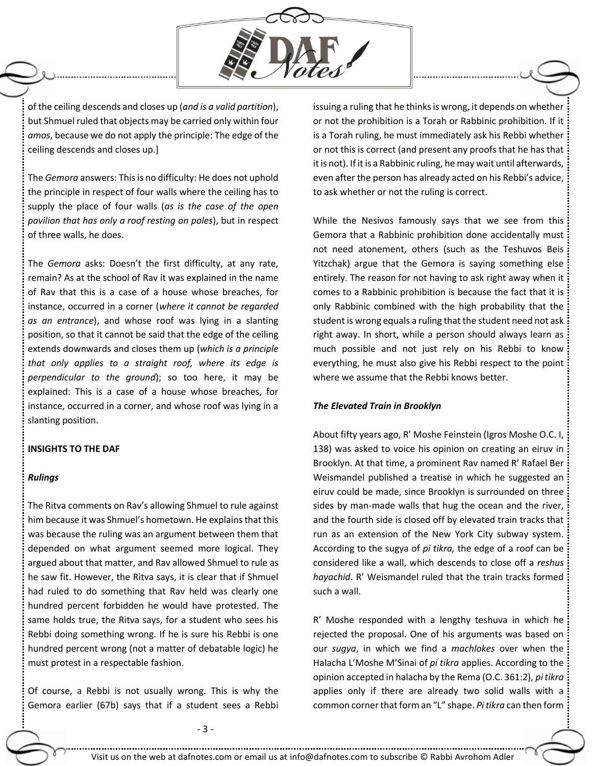of the ceiling descends and closes up (*and is a valid partition*), but Shmuel ruled that objects may be carried only within four *amos*, because we do not apply the principle: The edge of the ceiling descends and closes up.]

The *Gemora* answers: This is no difficulty: He does not uphold the principle in respect of four walls where the ceiling has to supply the place of four walls (*as is the case of the open pavilion that has only a roof resting on poles*), but in respect of three walls, he does.

The *Gemora* asks: Doesn't the first difficulty, at any rate, remain? As at the school of Rav it was explained in the name of Rav that this is a case of a house whose breaches, for instance, occurred in a corner (*where it cannot be regarded as an entrance*), and whose roof was lying in a slanting position, so that it cannot be said that the edge of the ceiling extends downwards and closes them up (*which is a principle that only applies to a straight roof, where its edge is perpendicular to the ground*); so too here, it may be explained: This is a case of a house whose breaches, for instance, occurred in a corner, and whose roof was lying in a slanting position.

**INSIGHTS TO THE DAF**

***Rulings***

The Ritva comments on Rav's allowing Shmuel to rule against him because it was Shmuel's hometown. He explains that this was because the ruling was an argument between them that depended on what argument seemed more logical. They argued about that matter, and Rav allowed Shmuel to rule as he saw fit. However, the Ritva says, it is clear that if Shmuel had ruled to do something that Rav held was clearly one hundred percent forbidden he would have protested. The same holds true, the Ritva says, for a student who sees his Rebbi doing something wrong. If he is sure his Rebbi is one hundred percent wrong (not a matter of debatable logic) he must protest in a respectable fashion.

Of course, a Rebbi is not usually wrong. This is why the Gemora earlier (67b) says that if a student sees a Rebbi issuing a ruling that he thinks is wrong, it depends on whether or not the prohibition is a Torah or Rabbinic prohibition. If it is a Torah ruling, he must immediately ask his Rebbi whether or not this is correct (and present any proofs that he has that it is not). If it is a Rabbinic ruling, he may wait until afterwards, even after the person has already acted on his Rebbi's advice, to ask whether or not the ruling is correct.

While the Nesivos famously says that we see from this Gemora that a Rabbinic prohibition done accidentally must not need atonement, others (such as the Teshuvos Beis Yitzchak) argue that the Gemora is saying something else entirely. The reason for not having to ask right away when it comes to a Rabbinic prohibition is because the fact that it is only Rabbinic combined with the high probability that the student is wrong equals a ruling that the student need not ask right away. In short, while a person should always learn as much possible and not just rely on his Rebbi to know everything, he must also give his Rebbi respect to the point where we assume that the Rebbi knows better.

***The Elevated Train in Brooklyn***

About fifty years ago, R' Moshe Feinstein (Igros Moshe O.C. I, 138) was asked to voice his opinion on creating an eiruv in Brooklyn. At that time, a prominent Rav named R' Rafael Ber Weismandel published a treatise in which he suggested an eiruv could be made, since Brooklyn is surrounded on three sides by man-made walls that hug the ocean and the river, and the fourth side is closed off by elevated train tracks that run as an extension of the New York City subway system. According to the sugya of *pi tikra,* the edge of a roof can be considered like a wall, which descends to close off a *reshus hayachid*. R' Weismandel ruled that the train tracks formed such a wall.

R' Moshe responded with a lengthy teshuva in which he rejected the proposal. One of his arguments was based on our *sugya*, in which we find a *machlokes* over when the Halacha L'Moshe M'Sinai of *pi tikra* applies. According to the opinion accepted in halacha by the Rema (O.C. 361:2), *pi tikra* applies only if there are already two solid walls with a common corner that form an "L" shape. *Pi tikra* can then form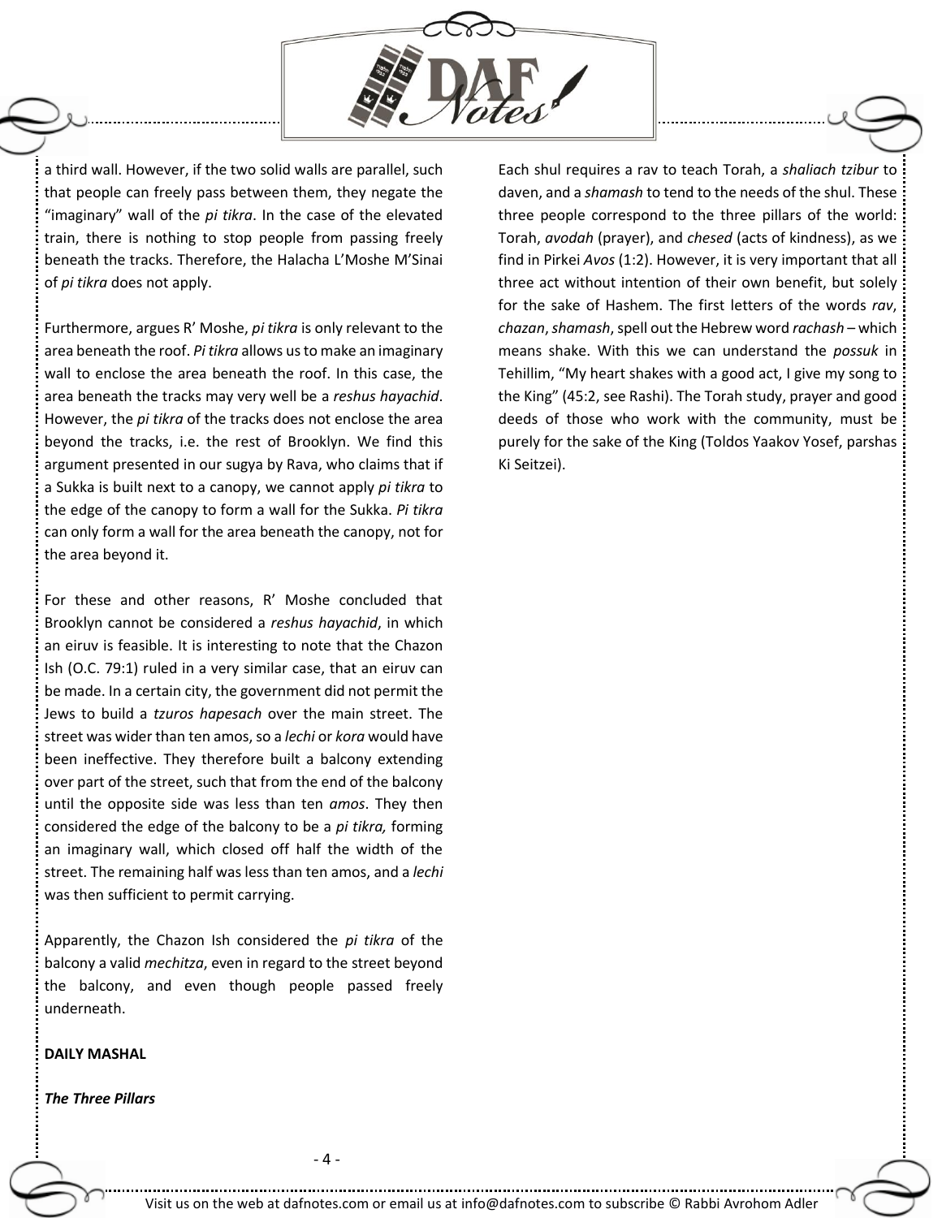a third wall. However, if the two solid walls are parallel, such that people can freely pass between them, they negate the "imaginary" wall of the *pi tikra*. In the case of the elevated train, there is nothing to stop people from passing freely beneath the tracks. Therefore, the Halacha L'Moshe M'Sinai of *pi tikra* does not apply.

Furthermore, argues R' Moshe, *pi tikra* is only relevant to the area beneath the roof. *Pi tikra* allows us to make an imaginary wall to enclose the area beneath the roof. In this case, the area beneath the tracks may very well be a *reshus hayachid*. However, the *pi tikra* of the tracks does not enclose the area beyond the tracks, i.e. the rest of Brooklyn. We find this argument presented in our sugya by Rava, who claims that if a Sukka is built next to a canopy, we cannot apply *pi tikra* to the edge of the canopy to form a wall for the Sukka. *Pi tikra* can only form a wall for the area beneath the canopy, not for the area beyond it.

For these and other reasons, R' Moshe concluded that Brooklyn cannot be considered a *reshus hayachid*, in which an eiruv is feasible. It is interesting to note that the Chazon Ish (O.C. 79:1) ruled in a very similar case, that an eiruv can be made. In a certain city, the government did not permit the Jews to build a *tzuros hapesach* over the main street. The street was wider than ten amos, so a *lechi* or *kora* would have been ineffective. They therefore built a balcony extending over part of the street, such that from the end of the balcony until the opposite side was less than ten *amos*. They then considered the edge of the balcony to be a *pi tikra,* forming an imaginary wall, which closed off half the width of the street. The remaining half was less than ten amos, and a *lechi* was then sufficient to permit carrying.

Apparently, the Chazon Ish considered the *pi tikra* of the balcony a valid *mechitza*, even in regard to the street beyond the balcony, and even though people passed freely underneath.

**DAILY MASHAL**

***The Three Pillars***

Each shul requires a rav to teach Torah, a *shaliach tzibur* to daven, and a *shamash* to tend to the needs of the shul. These three people correspond to the three pillars of the world: Torah, *avodah* (prayer), and *chesed* (acts of kindness), as we find in Pirkei *Avos* (1:2). However, it is very important that all three act without intention of their own benefit, but solely for the sake of Hashem. The first letters of the words *rav*, *chazan*, *shamash*, spell out the Hebrew word *rachash* – which means shake. With this we can understand the *possuk* in Tehillim, "My heart shakes with a good act, I give my song to the King" (45:2, see Rashi). The Torah study, prayer and good deeds of those who work with the community, must be purely for the sake of the King (Toldos Yaakov Yosef, parshas Ki Seitzei).